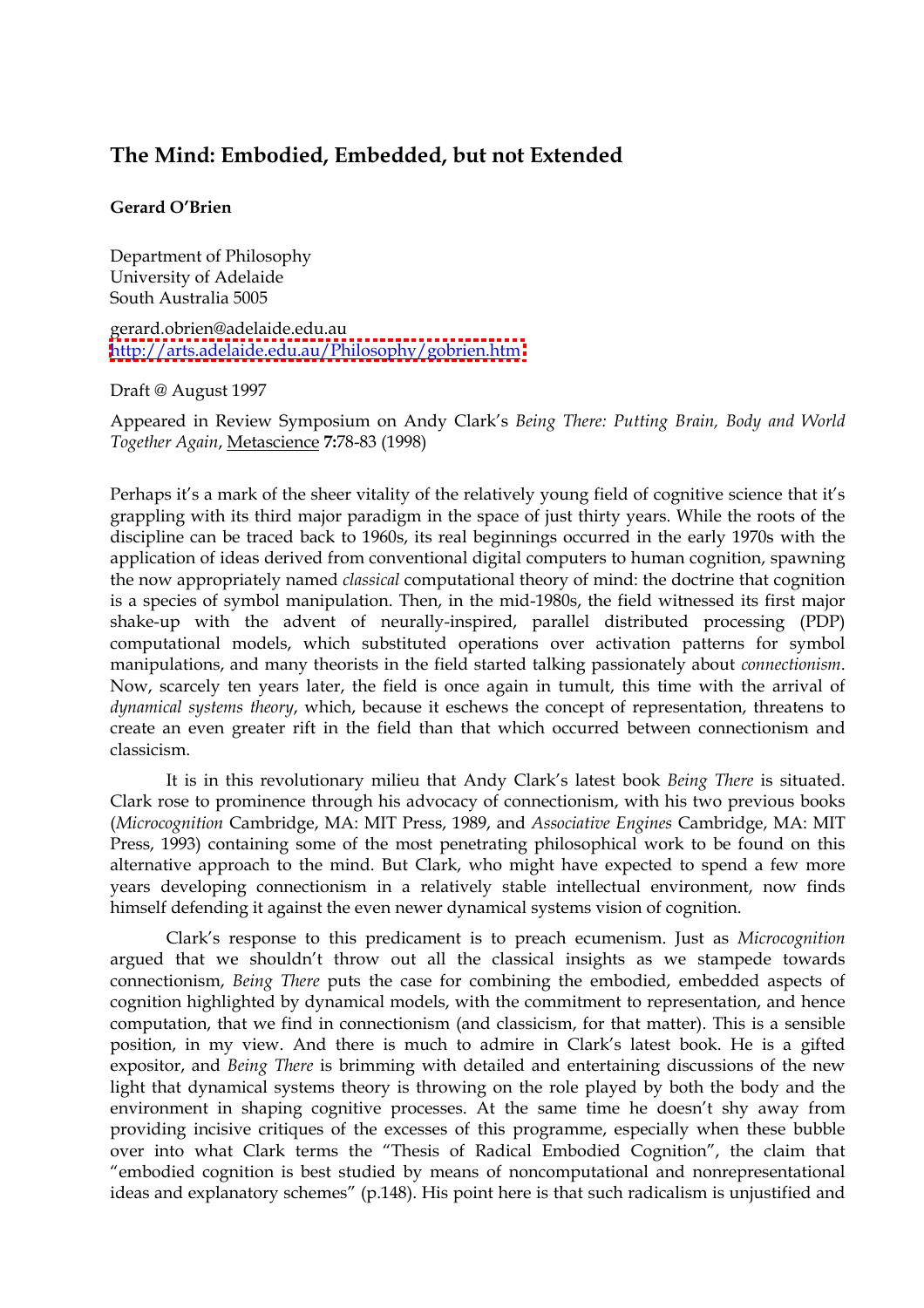# The Mind: Embodied, Embedded, but not Extended

**Gerard O'Brien**

Department of Philosophy
University of Adelaide
South Australia 5005

gerard.obrien@adelaide.edu.au
http://arts.adelaide.edu.au/Philosophy/gobrien.htm

Draft @ August 1997

Appeared in Review Symposium on Andy Clark's *Being There: Putting Brain, Body and World Together Again*, Metascience **7:**78-83 (1998)

Perhaps it's a mark of the sheer vitality of the relatively young field of cognitive science that it's grappling with its third major paradigm in the space of just thirty years. While the roots of the discipline can be traced back to 1960s, its real beginnings occurred in the early 1970s with the application of ideas derived from conventional digital computers to human cognition, spawning the now appropriately named *classical* computational theory of mind: the doctrine that cognition is a species of symbol manipulation. Then, in the mid-1980s, the field witnessed its first major shake-up with the advent of neurally-inspired, parallel distributed processing (PDP) computational models, which substituted operations over activation patterns for symbol manipulations, and many theorists in the field started talking passionately about *connectionism*. Now, scarcely ten years later, the field is once again in tumult, this time with the arrival of *dynamical systems theory*, which, because it eschews the concept of representation, threatens to create an even greater rift in the field than that which occurred between connectionism and classicism.

It is in this revolutionary milieu that Andy Clark's latest book *Being There* is situated. Clark rose to prominence through his advocacy of connectionism, with his two previous books (*Microcognition* Cambridge, MA: MIT Press, 1989, and *Associative Engines* Cambridge, MA: MIT Press, 1993) containing some of the most penetrating philosophical work to be found on this alternative approach to the mind. But Clark, who might have expected to spend a few more years developing connectionism in a relatively stable intellectual environment, now finds himself defending it against the even newer dynamical systems vision of cognition.

Clark's response to this predicament is to preach ecumenism. Just as *Microcognition* argued that we shouldn't throw out all the classical insights as we stampede towards connectionism, *Being There* puts the case for combining the embodied, embedded aspects of cognition highlighted by dynamical models, with the commitment to representation, and hence computation, that we find in connectionism (and classicism, for that matter). This is a sensible position, in my view. And there is much to admire in Clark's latest book. He is a gifted expositor, and *Being There* is brimming with detailed and entertaining discussions of the new light that dynamical systems theory is throwing on the role played by both the body and the environment in shaping cognitive processes. At the same time he doesn't shy away from providing incisive critiques of the excesses of this programme, especially when these bubble over into what Clark terms the "Thesis of Radical Embodied Cognition", the claim that "embodied cognition is best studied by means of noncomputational and nonrepresentational ideas and explanatory schemes" (p.148). His point here is that such radicalism is unjustified and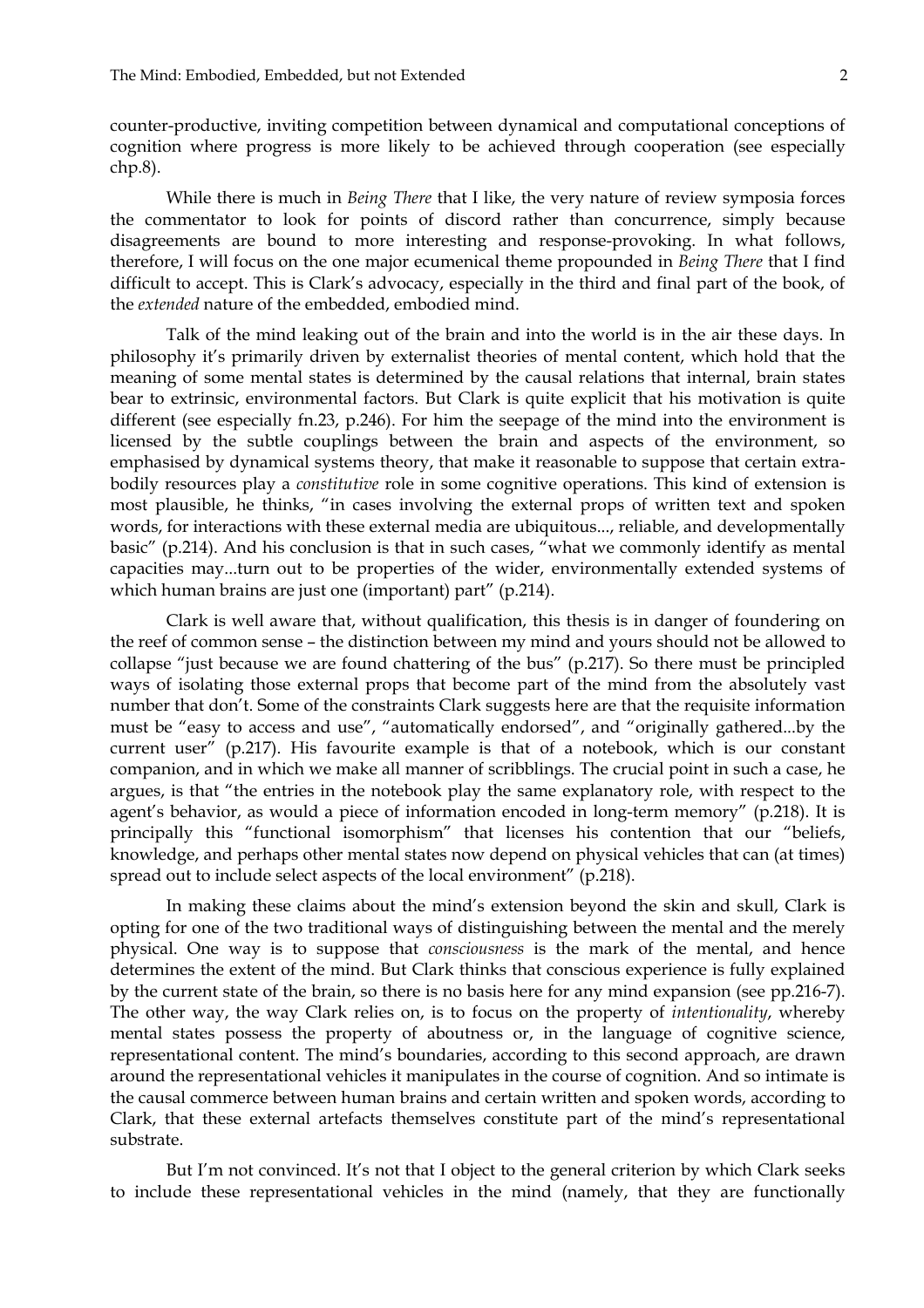counter-productive, inviting competition between dynamical and computational conceptions of cognition where progress is more likely to be achieved through cooperation (see especially chp.8).

While there is much in *Being There* that I like, the very nature of review symposia forces the commentator to look for points of discord rather than concurrence, simply because disagreements are bound to more interesting and response-provoking. In what follows, therefore, I will focus on the one major ecumenical theme propounded in *Being There* that I find difficult to accept. This is Clark's advocacy, especially in the third and final part of the book, of the *extended* nature of the embedded, embodied mind.

Talk of the mind leaking out of the brain and into the world is in the air these days. In philosophy it's primarily driven by externalist theories of mental content, which hold that the meaning of some mental states is determined by the causal relations that internal, brain states bear to extrinsic, environmental factors. But Clark is quite explicit that his motivation is quite different (see especially fn.23, p.246). For him the seepage of the mind into the environment is licensed by the subtle couplings between the brain and aspects of the environment, so emphasised by dynamical systems theory, that make it reasonable to suppose that certain extra-bodily resources play a *constitutive* role in some cognitive operations. This kind of extension is most plausible, he thinks, "in cases involving the external props of written text and spoken words, for interactions with these external media are ubiquitous..., reliable, and developmentally basic" (p.214). And his conclusion is that in such cases, "what we commonly identify as mental capacities may...turn out to be properties of the wider, environmentally extended systems of which human brains are just one (important) part" (p.214).

Clark is well aware that, without qualification, this thesis is in danger of foundering on the reef of common sense – the distinction between my mind and yours should not be allowed to collapse "just because we are found chattering of the bus" (p.217). So there must be principled ways of isolating those external props that become part of the mind from the absolutely vast number that don't. Some of the constraints Clark suggests here are that the requisite information must be "easy to access and use", "automatically endorsed", and "originally gathered...by the current user" (p.217). His favourite example is that of a notebook, which is our constant companion, and in which we make all manner of scribblings. The crucial point in such a case, he argues, is that "the entries in the notebook play the same explanatory role, with respect to the agent's behavior, as would a piece of information encoded in long-term memory" (p.218). It is principally this "functional isomorphism" that licenses his contention that our "beliefs, knowledge, and perhaps other mental states now depend on physical vehicles that can (at times) spread out to include select aspects of the local environment" (p.218).

In making these claims about the mind's extension beyond the skin and skull, Clark is opting for one of the two traditional ways of distinguishing between the mental and the merely physical. One way is to suppose that *consciousness* is the mark of the mental, and hence determines the extent of the mind. But Clark thinks that conscious experience is fully explained by the current state of the brain, so there is no basis here for any mind expansion (see pp.216-7). The other way, the way Clark relies on, is to focus on the property of *intentionality*, whereby mental states possess the property of aboutness or, in the language of cognitive science, representational content. The mind's boundaries, according to this second approach, are drawn around the representational vehicles it manipulates in the course of cognition. And so intimate is the causal commerce between human brains and certain written and spoken words, according to Clark, that these external artefacts themselves constitute part of the mind's representational substrate.

But I'm not convinced. It's not that I object to the general criterion by which Clark seeks to include these representational vehicles in the mind (namely, that they are functionally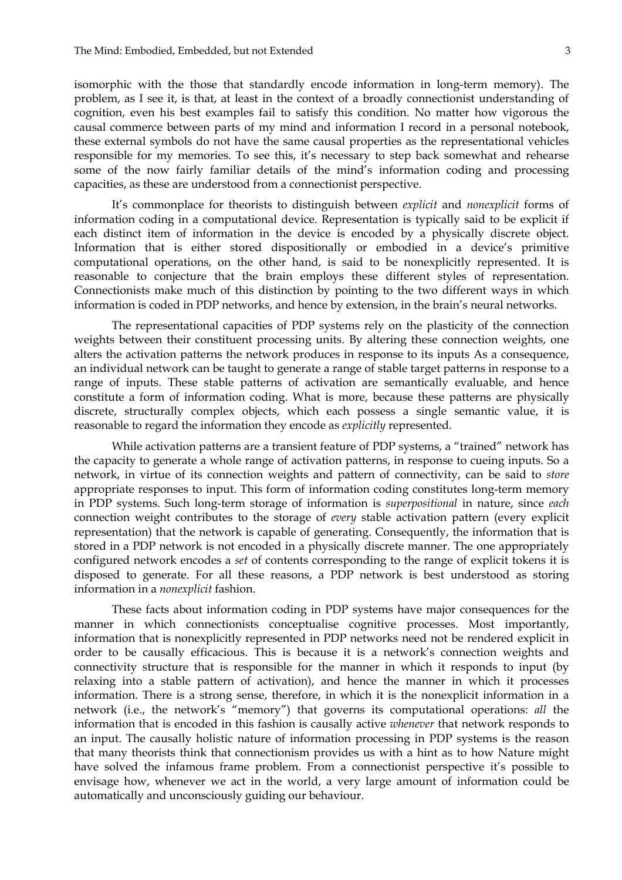isomorphic with the those that standardly encode information in long-term memory). The problem, as I see it, is that, at least in the context of a broadly connectionist understanding of cognition, even his best examples fail to satisfy this condition. No matter how vigorous the causal commerce between parts of my mind and information I record in a personal notebook, these external symbols do not have the same causal properties as the representational vehicles responsible for my memories. To see this, it's necessary to step back somewhat and rehearse some of the now fairly familiar details of the mind's information coding and processing capacities, as these are understood from a connectionist perspective.

It's commonplace for theorists to distinguish between *explicit* and *nonexplicit* forms of information coding in a computational device. Representation is typically said to be explicit if each distinct item of information in the device is encoded by a physically discrete object. Information that is either stored dispositionally or embodied in a device's primitive computational operations, on the other hand, is said to be nonexplicitly represented. It is reasonable to conjecture that the brain employs these different styles of representation. Connectionists make much of this distinction by pointing to the two different ways in which information is coded in PDP networks, and hence by extension, in the brain's neural networks.

The representational capacities of PDP systems rely on the plasticity of the connection weights between their constituent processing units. By altering these connection weights, one alters the activation patterns the network produces in response to its inputs As a consequence, an individual network can be taught to generate a range of stable target patterns in response to a range of inputs. These stable patterns of activation are semantically evaluable, and hence constitute a form of information coding. What is more, because these patterns are physically discrete, structurally complex objects, which each possess a single semantic value, it is reasonable to regard the information they encode as *explicitly* represented.

While activation patterns are a transient feature of PDP systems, a "trained" network has the capacity to generate a whole range of activation patterns, in response to cueing inputs. So a network, in virtue of its connection weights and pattern of connectivity, can be said to *store* appropriate responses to input. This form of information coding constitutes long-term memory in PDP systems. Such long-term storage of information is *superpositional* in nature, since *each* connection weight contributes to the storage of *every* stable activation pattern (every explicit representation) that the network is capable of generating. Consequently, the information that is stored in a PDP network is not encoded in a physically discrete manner. The one appropriately configured network encodes a *set* of contents corresponding to the range of explicit tokens it is disposed to generate. For all these reasons, a PDP network is best understood as storing information in a *nonexplicit* fashion.

These facts about information coding in PDP systems have major consequences for the manner in which connectionists conceptualise cognitive processes. Most importantly, information that is nonexplicitly represented in PDP networks need not be rendered explicit in order to be causally efficacious. This is because it is a network's connection weights and connectivity structure that is responsible for the manner in which it responds to input (by relaxing into a stable pattern of activation), and hence the manner in which it processes information. There is a strong sense, therefore, in which it is the nonexplicit information in a network (i.e., the network's "memory") that governs its computational operations: *all* the information that is encoded in this fashion is causally active *whenever* that network responds to an input. The causally holistic nature of information processing in PDP systems is the reason that many theorists think that connectionism provides us with a hint as to how Nature might have solved the infamous frame problem. From a connectionist perspective it's possible to envisage how, whenever we act in the world, a very large amount of information could be automatically and unconsciously guiding our behaviour.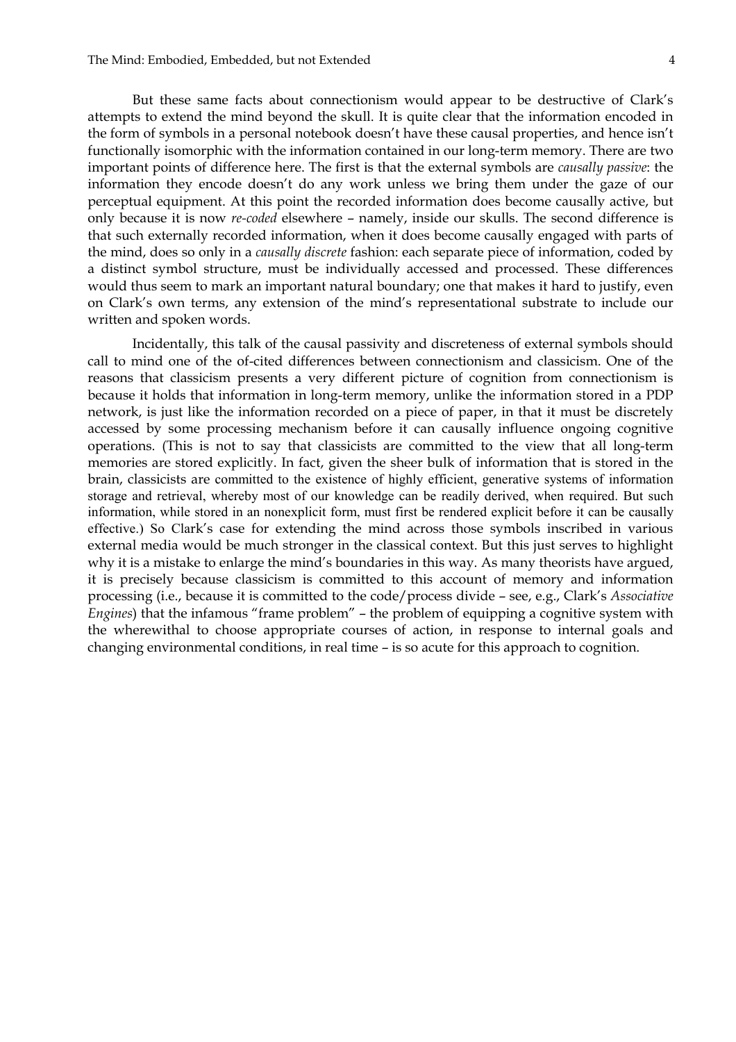But these same facts about connectionism would appear to be destructive of Clark's attempts to extend the mind beyond the skull. It is quite clear that the information encoded in the form of symbols in a personal notebook doesn't have these causal properties, and hence isn't functionally isomorphic with the information contained in our long-term memory. There are two important points of difference here. The first is that the external symbols are *causally passive*: the information they encode doesn't do any work unless we bring them under the gaze of our perceptual equipment. At this point the recorded information does become causally active, but only because it is now *re-coded* elsewhere – namely, inside our skulls. The second difference is that such externally recorded information, when it does become causally engaged with parts of the mind, does so only in a *causally discrete* fashion: each separate piece of information, coded by a distinct symbol structure, must be individually accessed and processed. These differences would thus seem to mark an important natural boundary; one that makes it hard to justify, even on Clark's own terms, any extension of the mind's representational substrate to include our written and spoken words.

Incidentally, this talk of the causal passivity and discreteness of external symbols should call to mind one of the of-cited differences between connectionism and classicism. One of the reasons that classicism presents a very different picture of cognition from connectionism is because it holds that information in long-term memory, unlike the information stored in a PDP network, is just like the information recorded on a piece of paper, in that it must be discretely accessed by some processing mechanism before it can causally influence ongoing cognitive operations. (This is not to say that classicists are committed to the view that all long-term memories are stored explicitly. In fact, given the sheer bulk of information that is stored in the brain, classicists are committed to the existence of highly efficient, generative systems of information storage and retrieval, whereby most of our knowledge can be readily derived, when required. But such information, while stored in an nonexplicit form, must first be rendered explicit before it can be causally effective.) So Clark's case for extending the mind across those symbols inscribed in various external media would be much stronger in the classical context. But this just serves to highlight why it is a mistake to enlarge the mind's boundaries in this way. As many theorists have argued, it is precisely because classicism is committed to this account of memory and information processing (i.e., because it is committed to the code/process divide – see, e.g., Clark's *Associative Engines*) that the infamous "frame problem" – the problem of equipping a cognitive system with the wherewithal to choose appropriate courses of action, in response to internal goals and changing environmental conditions, in real time – is so acute for this approach to cognition.